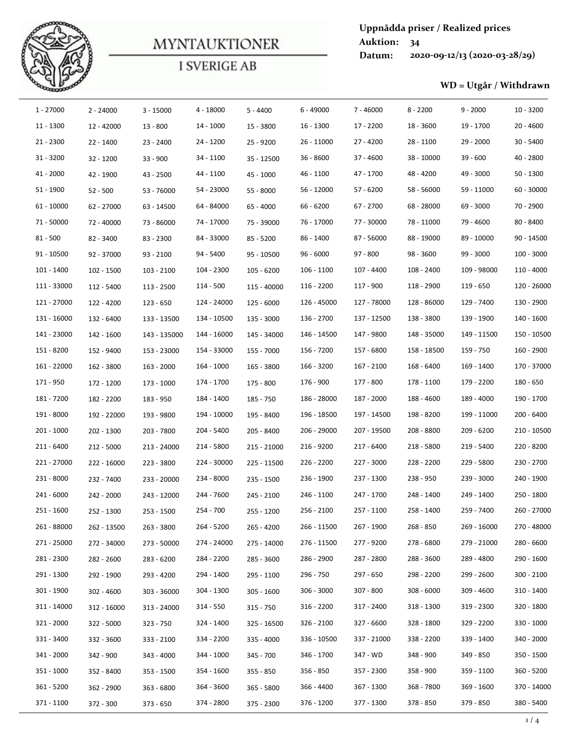# MYNTAUKTIONER I SVERIGE AB

**Uppnådda priser / Realized prices**
**Auktion: 34**
**Datum: 2020-09-12/13 (2020-03-28/29)**

**WD = Utgår / Withdrawn**

| | | | | | | | | | |
|---|---|---|---|---|---|---|---|---|---|
| 1 - 27000 | 2 - 24000 | 3 - 15000 | 4 - 18000 | 5 - 4400 | 6 - 49000 | 7 - 46000 | 8 - 2200 | 9 - 2000 | 10 - 3200 |
| 11 - 1300 | 12 - 42000 | 13 - 800 | 14 - 1000 | 15 - 3800 | 16 - 1300 | 17 - 2200 | 18 - 3600 | 19 - 1700 | 20 - 4600 |
| 21 - 2300 | 22 - 1400 | 23 - 2400 | 24 - 1200 | 25 - 9200 | 26 - 11000 | 27 - 4200 | 28 - 1100 | 29 - 2000 | 30 - 5400 |
| 31 - 3200 | 32 - 1200 | 33 - 900 | 34 - 1100 | 35 - 12500 | 36 - 8600 | 37 - 4600 | 38 - 10000 | 39 - 600 | 40 - 2800 |
| 41 - 2000 | 42 - 1900 | 43 - 2500 | 44 - 1100 | 45 - 1000 | 46 - 1100 | 47 - 1700 | 48 - 4200 | 49 - 3000 | 50 - 1300 |
| 51 - 1900 | 52 - 500 | 53 - 76000 | 54 - 23000 | 55 - 8000 | 56 - 12000 | 57 - 6200 | 58 - 56000 | 59 - 11000 | 60 - 30000 |
| 61 - 10000 | 62 - 27000 | 63 - 14500 | 64 - 84000 | 65 - 4000 | 66 - 6200 | 67 - 2700 | 68 - 28000 | 69 - 3000 | 70 - 2900 |
| 71 - 50000 | 72 - 40000 | 73 - 86000 | 74 - 17000 | 75 - 39000 | 76 - 17000 | 77 - 30000 | 78 - 11000 | 79 - 4600 | 80 - 8400 |
| 81 - 500 | 82 - 3400 | 83 - 2300 | 84 - 33000 | 85 - 5200 | 86 - 1400 | 87 - 56000 | 88 - 19000 | 89 - 10000 | 90 - 14500 |
| 91 - 10500 | 92 - 37000 | 93 - 2100 | 94 - 5400 | 95 - 10500 | 96 - 6000 | 97 - 800 | 98 - 3600 | 99 - 3000 | 100 - 3000 |
| 101 - 1400 | 102 - 1500 | 103 - 2100 | 104 - 2300 | 105 - 6200 | 106 - 1100 | 107 - 4400 | 108 - 2400 | 109 - 98000 | 110 - 4000 |
| 111 - 33000 | 112 - 5400 | 113 - 2500 | 114 - 500 | 115 - 40000 | 116 - 2200 | 117 - 900 | 118 - 2900 | 119 - 650 | 120 - 26000 |
| 121 - 27000 | 122 - 4200 | 123 - 650 | 124 - 24000 | 125 - 6000 | 126 - 45000 | 127 - 78000 | 128 - 86000 | 129 - 7400 | 130 - 2900 |
| 131 - 16000 | 132 - 6400 | 133 - 13500 | 134 - 10500 | 135 - 3000 | 136 - 2700 | 137 - 12500 | 138 - 3800 | 139 - 1900 | 140 - 1600 |
| 141 - 23000 | 142 - 1600 | 143 - 135000 | 144 - 16000 | 145 - 34000 | 146 - 14500 | 147 - 9800 | 148 - 35000 | 149 - 11500 | 150 - 10500 |
| 151 - 8200 | 152 - 9400 | 153 - 23000 | 154 - 33000 | 155 - 7000 | 156 - 7200 | 157 - 6800 | 158 - 18500 | 159 - 750 | 160 - 2900 |
| 161 - 22000 | 162 - 3800 | 163 - 2000 | 164 - 1000 | 165 - 3800 | 166 - 3200 | 167 - 2100 | 168 - 6400 | 169 - 1400 | 170 - 37000 |
| 171 - 950 | 172 - 1200 | 173 - 1000 | 174 - 1700 | 175 - 800 | 176 - 900 | 177 - 800 | 178 - 1100 | 179 - 2200 | 180 - 650 |
| 181 - 7200 | 182 - 2200 | 183 - 950 | 184 - 1400 | 185 - 750 | 186 - 28000 | 187 - 2000 | 188 - 4600 | 189 - 4000 | 190 - 1700 |
| 191 - 8000 | 192 - 22000 | 193 - 9800 | 194 - 10000 | 195 - 8400 | 196 - 18500 | 197 - 14500 | 198 - 8200 | 199 - 11000 | 200 - 6400 |
| 201 - 1000 | 202 - 1300 | 203 - 7800 | 204 - 5400 | 205 - 8400 | 206 - 29000 | 207 - 19500 | 208 - 8800 | 209 - 6200 | 210 - 10500 |
| 211 - 6400 | 212 - 5000 | 213 - 24000 | 214 - 5800 | 215 - 21000 | 216 - 9200 | 217 - 6400 | 218 - 5800 | 219 - 5400 | 220 - 8200 |
| 221 - 27000 | 222 - 16000 | 223 - 3800 | 224 - 30000 | 225 - 11500 | 226 - 2200 | 227 - 3000 | 228 - 2200 | 229 - 5800 | 230 - 2700 |
| 231 - 8000 | 232 - 7400 | 233 - 20000 | 234 - 8000 | 235 - 1500 | 236 - 1900 | 237 - 1300 | 238 - 950 | 239 - 3000 | 240 - 1900 |
| 241 - 6000 | 242 - 2000 | 243 - 12000 | 244 - 7600 | 245 - 2100 | 246 - 1100 | 247 - 1700 | 248 - 1400 | 249 - 1400 | 250 - 1800 |
| 251 - 1600 | 252 - 1300 | 253 - 1500 | 254 - 700 | 255 - 1200 | 256 - 2100 | 257 - 1100 | 258 - 1400 | 259 - 7400 | 260 - 27000 |
| 261 - 88000 | 262 - 13500 | 263 - 3800 | 264 - 5200 | 265 - 4200 | 266 - 11500 | 267 - 1900 | 268 - 850 | 269 - 16000 | 270 - 48000 |
| 271 - 25000 | 272 - 34000 | 273 - 50000 | 274 - 24000 | 275 - 14000 | 276 - 11500 | 277 - 9200 | 278 - 6800 | 279 - 21000 | 280 - 6600 |
| 281 - 2300 | 282 - 2600 | 283 - 6200 | 284 - 2200 | 285 - 3600 | 286 - 2900 | 287 - 2800 | 288 - 3600 | 289 - 4800 | 290 - 1600 |
| 291 - 1300 | 292 - 1900 | 293 - 4200 | 294 - 1400 | 295 - 1100 | 296 - 750 | 297 - 650 | 298 - 2200 | 299 - 2600 | 300 - 2100 |
| 301 - 1900 | 302 - 4600 | 303 - 36000 | 304 - 1300 | 305 - 1600 | 306 - 3000 | 307 - 800 | 308 - 6000 | 309 - 4600 | 310 - 1400 |
| 311 - 14000 | 312 - 16000 | 313 - 24000 | 314 - 550 | 315 - 750 | 316 - 2200 | 317 - 2400 | 318 - 1300 | 319 - 2300 | 320 - 1800 |
| 321 - 2000 | 322 - 5000 | 323 - 750 | 324 - 1400 | 325 - 16500 | 326 - 2100 | 327 - 6600 | 328 - 1800 | 329 - 2200 | 330 - 1000 |
| 331 - 3400 | 332 - 3600 | 333 - 2100 | 334 - 2200 | 335 - 4000 | 336 - 10500 | 337 - 21000 | 338 - 2200 | 339 - 1400 | 340 - 2000 |
| 341 - 2000 | 342 - 900 | 343 - 4000 | 344 - 1000 | 345 - 700 | 346 - 1700 | 347 - WD | 348 - 900 | 349 - 850 | 350 - 1500 |
| 351 - 1000 | 352 - 8400 | 353 - 1500 | 354 - 1600 | 355 - 850 | 356 - 850 | 357 - 2300 | 358 - 900 | 359 - 1100 | 360 - 5200 |
| 361 - 5200 | 362 - 2900 | 363 - 6800 | 364 - 3600 | 365 - 5800 | 366 - 4400 | 367 - 1300 | 368 - 7800 | 369 - 1600 | 370 - 14000 |
| 371 - 1100 | 372 - 300 | 373 - 650 | 374 - 2800 | 375 - 2300 | 376 - 1200 | 377 - 1300 | 378 - 850 | 379 - 850 | 380 - 5400 |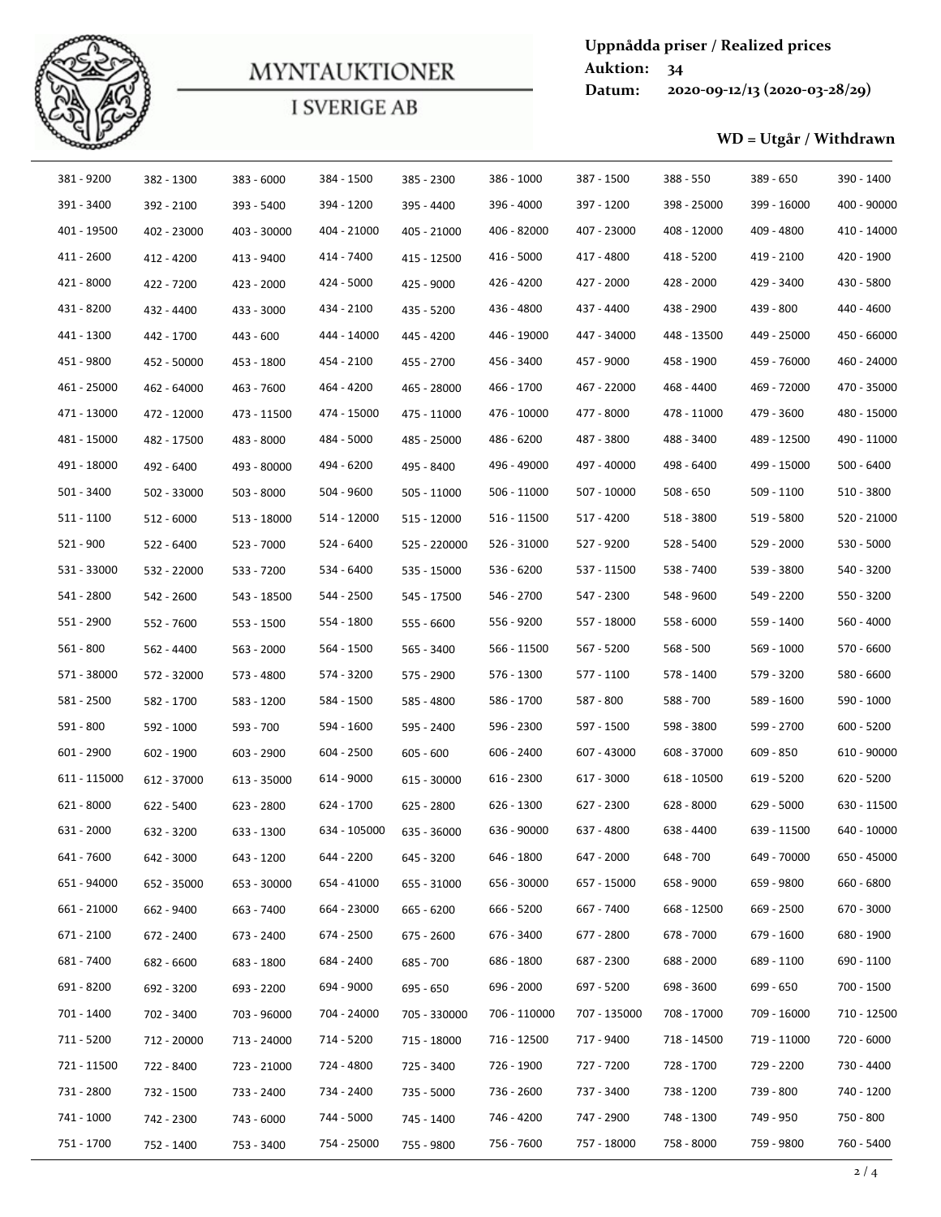MYNTAUKTIONER I SVERIGE AB

**Uppnådda priser / Realized prices**
**Auktion:** 34
**Datum:** 2020-09-12/13 (2020-03-28/29)

**WD = Utgår / Withdrawn**

| | | | | | | | | | |
|---|---|---|---|---|---|---|---|---|---|
| 381 - 9200 | 382 - 1300 | 383 - 6000 | 384 - 1500 | 385 - 2300 | 386 - 1000 | 387 - 1500 | 388 - 550 | 389 - 650 | 390 - 1400 |
| 391 - 3400 | 392 - 2100 | 393 - 5400 | 394 - 1200 | 395 - 4400 | 396 - 4000 | 397 - 1200 | 398 - 25000 | 399 - 16000 | 400 - 90000 |
| 401 - 19500 | 402 - 23000 | 403 - 30000 | 404 - 21000 | 405 - 21000 | 406 - 82000 | 407 - 23000 | 408 - 12000 | 409 - 4800 | 410 - 14000 |
| 411 - 2600 | 412 - 4200 | 413 - 9400 | 414 - 7400 | 415 - 12500 | 416 - 5000 | 417 - 4800 | 418 - 5200 | 419 - 2100 | 420 - 1900 |
| 421 - 8000 | 422 - 7200 | 423 - 2000 | 424 - 5000 | 425 - 9000 | 426 - 4200 | 427 - 2000 | 428 - 2000 | 429 - 3400 | 430 - 5800 |
| 431 - 8200 | 432 - 4400 | 433 - 3000 | 434 - 2100 | 435 - 5200 | 436 - 4800 | 437 - 4400 | 438 - 2900 | 439 - 800 | 440 - 4600 |
| 441 - 1300 | 442 - 1700 | 443 - 600 | 444 - 14000 | 445 - 4200 | 446 - 19000 | 447 - 34000 | 448 - 13500 | 449 - 25000 | 450 - 66000 |
| 451 - 9800 | 452 - 50000 | 453 - 1800 | 454 - 2100 | 455 - 2700 | 456 - 3400 | 457 - 9000 | 458 - 1900 | 459 - 76000 | 460 - 24000 |
| 461 - 25000 | 462 - 64000 | 463 - 7600 | 464 - 4200 | 465 - 28000 | 466 - 1700 | 467 - 22000 | 468 - 4400 | 469 - 72000 | 470 - 35000 |
| 471 - 13000 | 472 - 12000 | 473 - 11500 | 474 - 15000 | 475 - 11000 | 476 - 10000 | 477 - 8000 | 478 - 11000 | 479 - 3600 | 480 - 15000 |
| 481 - 15000 | 482 - 17500 | 483 - 8000 | 484 - 5000 | 485 - 25000 | 486 - 6200 | 487 - 3800 | 488 - 3400 | 489 - 12500 | 490 - 11000 |
| 491 - 18000 | 492 - 6400 | 493 - 80000 | 494 - 6200 | 495 - 8400 | 496 - 49000 | 497 - 40000 | 498 - 6400 | 499 - 15000 | 500 - 6400 |
| 501 - 3400 | 502 - 33000 | 503 - 8000 | 504 - 9600 | 505 - 11000 | 506 - 11000 | 507 - 10000 | 508 - 650 | 509 - 1100 | 510 - 3800 |
| 511 - 1100 | 512 - 6000 | 513 - 18000 | 514 - 12000 | 515 - 12000 | 516 - 11500 | 517 - 4200 | 518 - 3800 | 519 - 5800 | 520 - 21000 |
| 521 - 900 | 522 - 6400 | 523 - 7000 | 524 - 6400 | 525 - 220000 | 526 - 31000 | 527 - 9200 | 528 - 5400 | 529 - 2000 | 530 - 5000 |
| 531 - 33000 | 532 - 22000 | 533 - 7200 | 534 - 6400 | 535 - 15000 | 536 - 6200 | 537 - 11500 | 538 - 7400 | 539 - 3800 | 540 - 3200 |
| 541 - 2800 | 542 - 2600 | 543 - 18500 | 544 - 2500 | 545 - 17500 | 546 - 2700 | 547 - 2300 | 548 - 9600 | 549 - 2200 | 550 - 3200 |
| 551 - 2900 | 552 - 7600 | 553 - 1500 | 554 - 1800 | 555 - 6600 | 556 - 9200 | 557 - 18000 | 558 - 6000 | 559 - 1400 | 560 - 4000 |
| 561 - 800 | 562 - 4400 | 563 - 2000 | 564 - 1500 | 565 - 3400 | 566 - 11500 | 567 - 5200 | 568 - 500 | 569 - 1000 | 570 - 6600 |
| 571 - 38000 | 572 - 32000 | 573 - 4800 | 574 - 3200 | 575 - 2900 | 576 - 1300 | 577 - 1100 | 578 - 1400 | 579 - 3200 | 580 - 6600 |
| 581 - 2500 | 582 - 1700 | 583 - 1200 | 584 - 1500 | 585 - 4800 | 586 - 1700 | 587 - 800 | 588 - 700 | 589 - 1600 | 590 - 1000 |
| 591 - 800 | 592 - 1000 | 593 - 700 | 594 - 1600 | 595 - 2400 | 596 - 2300 | 597 - 1500 | 598 - 3800 | 599 - 2700 | 600 - 5200 |
| 601 - 2900 | 602 - 1900 | 603 - 2900 | 604 - 2500 | 605 - 600 | 606 - 2400 | 607 - 43000 | 608 - 37000 | 609 - 850 | 610 - 90000 |
| 611 - 115000 | 612 - 37000 | 613 - 35000 | 614 - 9000 | 615 - 30000 | 616 - 2300 | 617 - 3000 | 618 - 10500 | 619 - 5200 | 620 - 5200 |
| 621 - 8000 | 622 - 5400 | 623 - 2800 | 624 - 1700 | 625 - 2800 | 626 - 1300 | 627 - 2300 | 628 - 8000 | 629 - 5000 | 630 - 11500 |
| 631 - 2000 | 632 - 3200 | 633 - 1300 | 634 - 105000 | 635 - 36000 | 636 - 90000 | 637 - 4800 | 638 - 4400 | 639 - 11500 | 640 - 10000 |
| 641 - 7600 | 642 - 3000 | 643 - 1200 | 644 - 2200 | 645 - 3200 | 646 - 1800 | 647 - 2000 | 648 - 700 | 649 - 70000 | 650 - 45000 |
| 651 - 94000 | 652 - 35000 | 653 - 30000 | 654 - 41000 | 655 - 31000 | 656 - 30000 | 657 - 15000 | 658 - 9000 | 659 - 9800 | 660 - 6800 |
| 661 - 21000 | 662 - 9400 | 663 - 7400 | 664 - 23000 | 665 - 6200 | 666 - 5200 | 667 - 7400 | 668 - 12500 | 669 - 2500 | 670 - 3000 |
| 671 - 2100 | 672 - 2400 | 673 - 2400 | 674 - 2500 | 675 - 2600 | 676 - 3400 | 677 - 2800 | 678 - 7000 | 679 - 1600 | 680 - 1900 |
| 681 - 7400 | 682 - 6600 | 683 - 1800 | 684 - 2400 | 685 - 700 | 686 - 1800 | 687 - 2300 | 688 - 2000 | 689 - 1100 | 690 - 1100 |
| 691 - 8200 | 692 - 3200 | 693 - 2200 | 694 - 9000 | 695 - 650 | 696 - 2000 | 697 - 5200 | 698 - 3600 | 699 - 650 | 700 - 1500 |
| 701 - 1400 | 702 - 3400 | 703 - 96000 | 704 - 24000 | 705 - 330000 | 706 - 110000 | 707 - 135000 | 708 - 17000 | 709 - 16000 | 710 - 12500 |
| 711 - 5200 | 712 - 20000 | 713 - 24000 | 714 - 5200 | 715 - 18000 | 716 - 12500 | 717 - 9400 | 718 - 14500 | 719 - 11000 | 720 - 6000 |
| 721 - 11500 | 722 - 8400 | 723 - 21000 | 724 - 4800 | 725 - 3400 | 726 - 1900 | 727 - 7200 | 728 - 1700 | 729 - 2200 | 730 - 4400 |
| 731 - 2800 | 732 - 1500 | 733 - 2400 | 734 - 2400 | 735 - 5000 | 736 - 2600 | 737 - 3400 | 738 - 1200 | 739 - 800 | 740 - 1200 |
| 741 - 1000 | 742 - 2300 | 743 - 6000 | 744 - 5000 | 745 - 1400 | 746 - 4200 | 747 - 2900 | 748 - 1300 | 749 - 950 | 750 - 800 |
| 751 - 1700 | 752 - 1400 | 753 - 3400 | 754 - 25000 | 755 - 9800 | 756 - 7600 | 757 - 18000 | 758 - 8000 | 759 - 9800 | 760 - 5400 |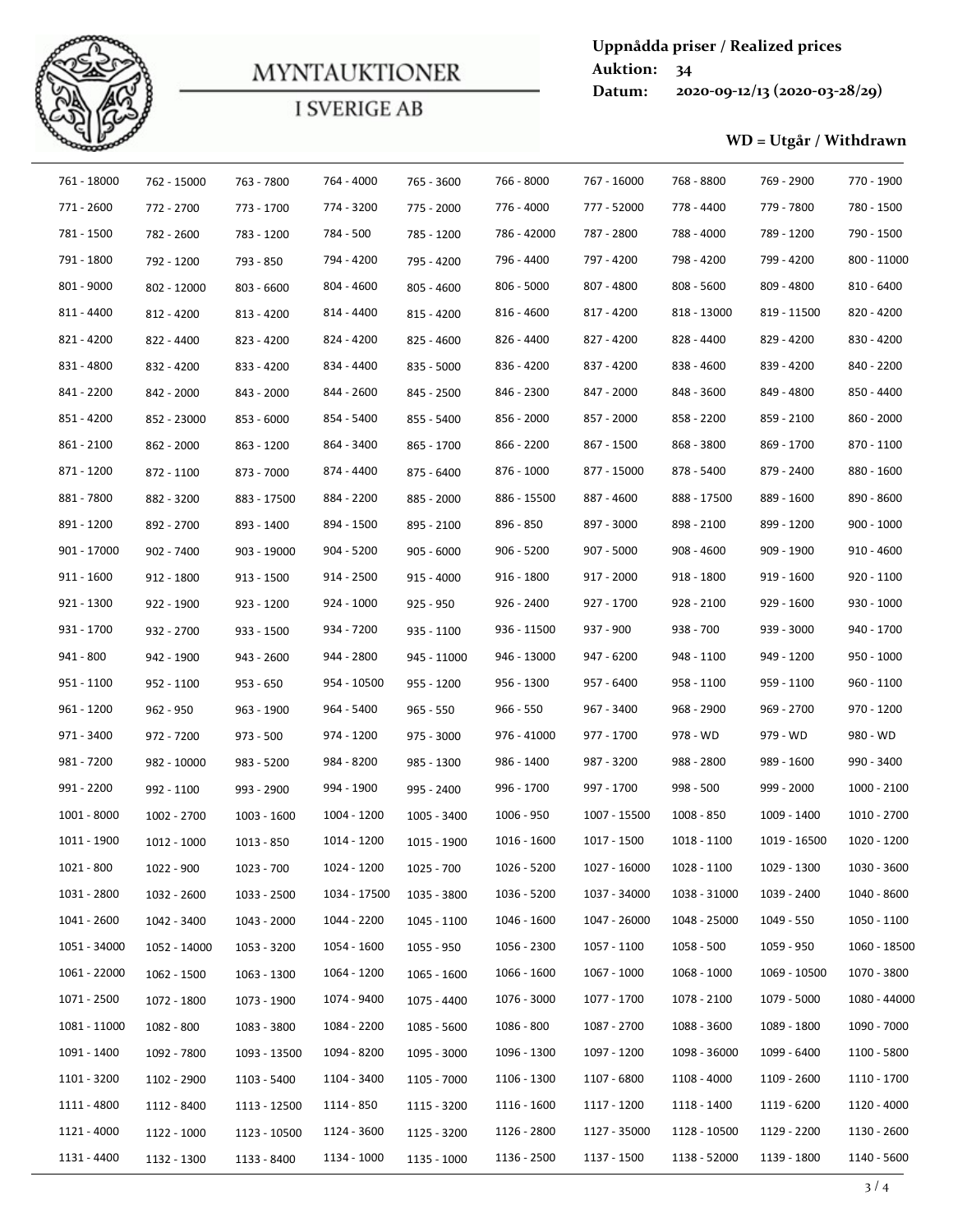**MYNTAUKTIONER I SVERIGE AB**

**Uppnådda priser / Realized prices**
**Auktion:** 34
**Datum:** 2020-09-12/13 (2020-03-28/29)

**WD = Utgår / Withdrawn**

| | | | | | | | | | |
|---|---|---|---|---|---|---|---|---|---|
| 761 - 18000 | 762 - 15000 | 763 - 7800 | 764 - 4000 | 765 - 3600 | 766 - 8000 | 767 - 16000 | 768 - 8800 | 769 - 2900 | 770 - 1900 |
| 771 - 2600 | 772 - 2700 | 773 - 1700 | 774 - 3200 | 775 - 2000 | 776 - 4000 | 777 - 52000 | 778 - 4400 | 779 - 7800 | 780 - 1500 |
| 781 - 1500 | 782 - 2600 | 783 - 1200 | 784 - 500 | 785 - 1200 | 786 - 42000 | 787 - 2800 | 788 - 4000 | 789 - 1200 | 790 - 1500 |
| 791 - 1800 | 792 - 1200 | 793 - 850 | 794 - 4200 | 795 - 4200 | 796 - 4400 | 797 - 4200 | 798 - 4200 | 799 - 4200 | 800 - 11000 |
| 801 - 9000 | 802 - 12000 | 803 - 6600 | 804 - 4600 | 805 - 4600 | 806 - 5000 | 807 - 4800 | 808 - 5600 | 809 - 4800 | 810 - 6400 |
| 811 - 4400 | 812 - 4200 | 813 - 4200 | 814 - 4400 | 815 - 4200 | 816 - 4600 | 817 - 4200 | 818 - 13000 | 819 - 11500 | 820 - 4200 |
| 821 - 4200 | 822 - 4400 | 823 - 4200 | 824 - 4200 | 825 - 4600 | 826 - 4400 | 827 - 4200 | 828 - 4400 | 829 - 4200 | 830 - 4200 |
| 831 - 4800 | 832 - 4200 | 833 - 4200 | 834 - 4400 | 835 - 5000 | 836 - 4200 | 837 - 4200 | 838 - 4600 | 839 - 4200 | 840 - 2200 |
| 841 - 2200 | 842 - 2000 | 843 - 2000 | 844 - 2600 | 845 - 2500 | 846 - 2300 | 847 - 2000 | 848 - 3600 | 849 - 4800 | 850 - 4400 |
| 851 - 4200 | 852 - 23000 | 853 - 6000 | 854 - 5400 | 855 - 5400 | 856 - 2000 | 857 - 2000 | 858 - 2200 | 859 - 2100 | 860 - 2000 |
| 861 - 2100 | 862 - 2000 | 863 - 1200 | 864 - 3400 | 865 - 1700 | 866 - 2200 | 867 - 1500 | 868 - 3800 | 869 - 1700 | 870 - 1100 |
| 871 - 1200 | 872 - 1100 | 873 - 7000 | 874 - 4400 | 875 - 6400 | 876 - 1000 | 877 - 15000 | 878 - 5400 | 879 - 2400 | 880 - 1600 |
| 881 - 7800 | 882 - 3200 | 883 - 17500 | 884 - 2200 | 885 - 2000 | 886 - 15500 | 887 - 4600 | 888 - 17500 | 889 - 1600 | 890 - 8600 |
| 891 - 1200 | 892 - 2700 | 893 - 1400 | 894 - 1500 | 895 - 2100 | 896 - 850 | 897 - 3000 | 898 - 2100 | 899 - 1200 | 900 - 1000 |
| 901 - 17000 | 902 - 7400 | 903 - 19000 | 904 - 5200 | 905 - 6000 | 906 - 5200 | 907 - 5000 | 908 - 4600 | 909 - 1900 | 910 - 4600 |
| 911 - 1600 | 912 - 1800 | 913 - 1500 | 914 - 2500 | 915 - 4000 | 916 - 1800 | 917 - 2000 | 918 - 1800 | 919 - 1600 | 920 - 1100 |
| 921 - 1300 | 922 - 1900 | 923 - 1200 | 924 - 1000 | 925 - 950 | 926 - 2400 | 927 - 1700 | 928 - 2100 | 929 - 1600 | 930 - 1000 |
| 931 - 1700 | 932 - 2700 | 933 - 1500 | 934 - 7200 | 935 - 1100 | 936 - 11500 | 937 - 900 | 938 - 700 | 939 - 3000 | 940 - 1700 |
| 941 - 800 | 942 - 1900 | 943 - 2600 | 944 - 2800 | 945 - 11000 | 946 - 13000 | 947 - 6200 | 948 - 1100 | 949 - 1200 | 950 - 1000 |
| 951 - 1100 | 952 - 1100 | 953 - 650 | 954 - 10500 | 955 - 1200 | 956 - 1300 | 957 - 6400 | 958 - 1100 | 959 - 1100 | 960 - 1100 |
| 961 - 1200 | 962 - 950 | 963 - 1900 | 964 - 5400 | 965 - 550 | 966 - 550 | 967 - 3400 | 968 - 2900 | 969 - 2700 | 970 - 1200 |
| 971 - 3400 | 972 - 7200 | 973 - 500 | 974 - 1200 | 975 - 3000 | 976 - 41000 | 977 - 1700 | 978 - WD | 979 - WD | 980 - WD |
| 981 - 7200 | 982 - 10000 | 983 - 5200 | 984 - 8200 | 985 - 1300 | 986 - 1400 | 987 - 3200 | 988 - 2800 | 989 - 1600 | 990 - 3400 |
| 991 - 2200 | 992 - 1100 | 993 - 2900 | 994 - 1900 | 995 - 2400 | 996 - 1700 | 997 - 1700 | 998 - 500 | 999 - 2000 | 1000 - 2100 |
| 1001 - 8000 | 1002 - 2700 | 1003 - 1600 | 1004 - 1200 | 1005 - 3400 | 1006 - 950 | 1007 - 15500 | 1008 - 850 | 1009 - 1400 | 1010 - 2700 |
| 1011 - 1900 | 1012 - 1000 | 1013 - 850 | 1014 - 1200 | 1015 - 1900 | 1016 - 1600 | 1017 - 1500 | 1018 - 1100 | 1019 - 16500 | 1020 - 1200 |
| 1021 - 800 | 1022 - 900 | 1023 - 700 | 1024 - 1200 | 1025 - 700 | 1026 - 5200 | 1027 - 16000 | 1028 - 1100 | 1029 - 1300 | 1030 - 3600 |
| 1031 - 2800 | 1032 - 2600 | 1033 - 2500 | 1034 - 17500 | 1035 - 3800 | 1036 - 5200 | 1037 - 34000 | 1038 - 31000 | 1039 - 2400 | 1040 - 8600 |
| 1041 - 2600 | 1042 - 3400 | 1043 - 2000 | 1044 - 2200 | 1045 - 1100 | 1046 - 1600 | 1047 - 26000 | 1048 - 25000 | 1049 - 550 | 1050 - 1100 |
| 1051 - 34000 | 1052 - 14000 | 1053 - 3200 | 1054 - 1600 | 1055 - 950 | 1056 - 2300 | 1057 - 1100 | 1058 - 500 | 1059 - 950 | 1060 - 18500 |
| 1061 - 22000 | 1062 - 1500 | 1063 - 1300 | 1064 - 1200 | 1065 - 1600 | 1066 - 1600 | 1067 - 1000 | 1068 - 1000 | 1069 - 10500 | 1070 - 3800 |
| 1071 - 2500 | 1072 - 1800 | 1073 - 1900 | 1074 - 9400 | 1075 - 4400 | 1076 - 3000 | 1077 - 1700 | 1078 - 2100 | 1079 - 5000 | 1080 - 44000 |
| 1081 - 11000 | 1082 - 800 | 1083 - 3800 | 1084 - 2200 | 1085 - 5600 | 1086 - 800 | 1087 - 2700 | 1088 - 3600 | 1089 - 1800 | 1090 - 7000 |
| 1091 - 1400 | 1092 - 7800 | 1093 - 13500 | 1094 - 8200 | 1095 - 3000 | 1096 - 1300 | 1097 - 1200 | 1098 - 36000 | 1099 - 6400 | 1100 - 5800 |
| 1101 - 3200 | 1102 - 2900 | 1103 - 5400 | 1104 - 3400 | 1105 - 7000 | 1106 - 1300 | 1107 - 6800 | 1108 - 4000 | 1109 - 2600 | 1110 - 1700 |
| 1111 - 4800 | 1112 - 8400 | 1113 - 12500 | 1114 - 850 | 1115 - 3200 | 1116 - 1600 | 1117 - 1200 | 1118 - 1400 | 1119 - 6200 | 1120 - 4000 |
| 1121 - 4000 | 1122 - 1000 | 1123 - 10500 | 1124 - 3600 | 1125 - 3200 | 1126 - 2800 | 1127 - 35000 | 1128 - 10500 | 1129 - 2200 | 1130 - 2600 |
| 1131 - 4400 | 1132 - 1300 | 1133 - 8400 | 1134 - 1000 | 1135 - 1000 | 1136 - 2500 | 1137 - 1500 | 1138 - 52000 | 1139 - 1800 | 1140 - 5600 |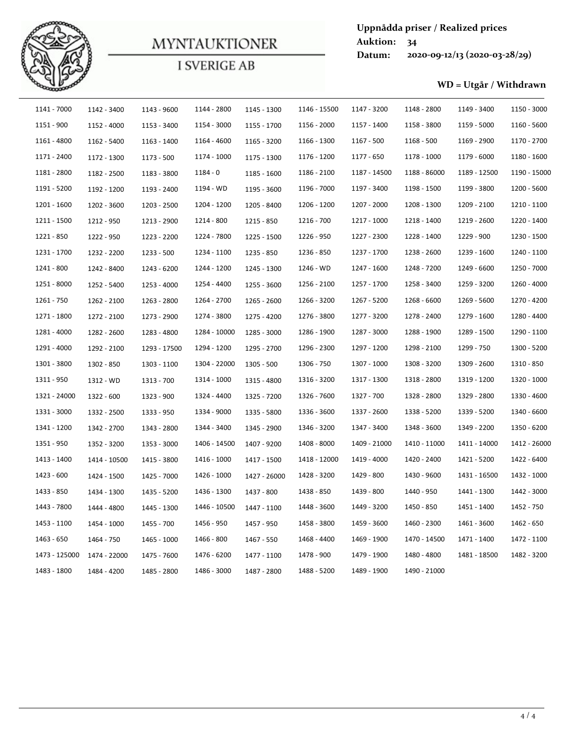# MYNTAUKTIONER I SVERIGE AB

**Uppnådda priser / Realized prices**
**Auktion:** 34
**Datum:** 2020-09-12/13 (2020-03-28/29)

**WD = Utgår / Withdrawn**

| | | | | | | | | | |
|---|---|---|---|---|---|---|---|---|---|
| 1141 - 7000 | 1142 - 3400 | 1143 - 9600 | 1144 - 2800 | 1145 - 1300 | 1146 - 15500 | 1147 - 3200 | 1148 - 2800 | 1149 - 3400 | 1150 - 3000 |
| 1151 - 900 | 1152 - 4000 | 1153 - 3400 | 1154 - 3000 | 1155 - 1700 | 1156 - 2000 | 1157 - 1400 | 1158 - 3800 | 1159 - 5000 | 1160 - 5600 |
| 1161 - 4800 | 1162 - 5400 | 1163 - 1400 | 1164 - 4600 | 1165 - 3200 | 1166 - 1300 | 1167 - 500 | 1168 - 500 | 1169 - 2900 | 1170 - 2700 |
| 1171 - 2400 | 1172 - 1300 | 1173 - 500 | 1174 - 1000 | 1175 - 1300 | 1176 - 1200 | 1177 - 650 | 1178 - 1000 | 1179 - 6000 | 1180 - 1600 |
| 1181 - 2800 | 1182 - 2500 | 1183 - 3800 | 1184 - 0 | 1185 - 1600 | 1186 - 2100 | 1187 - 14500 | 1188 - 86000 | 1189 - 12500 | 1190 - 15000 |
| 1191 - 5200 | 1192 - 1200 | 1193 - 2400 | 1194 - WD | 1195 - 3600 | 1196 - 7000 | 1197 - 3400 | 1198 - 1500 | 1199 - 3800 | 1200 - 5600 |
| 1201 - 1600 | 1202 - 3600 | 1203 - 2500 | 1204 - 1200 | 1205 - 8400 | 1206 - 1200 | 1207 - 2000 | 1208 - 1300 | 1209 - 2100 | 1210 - 1100 |
| 1211 - 1500 | 1212 - 950 | 1213 - 2900 | 1214 - 800 | 1215 - 850 | 1216 - 700 | 1217 - 1000 | 1218 - 1400 | 1219 - 2600 | 1220 - 1400 |
| 1221 - 850 | 1222 - 950 | 1223 - 2200 | 1224 - 7800 | 1225 - 1500 | 1226 - 950 | 1227 - 2300 | 1228 - 1400 | 1229 - 900 | 1230 - 1500 |
| 1231 - 1700 | 1232 - 2200 | 1233 - 500 | 1234 - 1100 | 1235 - 850 | 1236 - 850 | 1237 - 1700 | 1238 - 2600 | 1239 - 1600 | 1240 - 1100 |
| 1241 - 800 | 1242 - 8400 | 1243 - 6200 | 1244 - 1200 | 1245 - 1300 | 1246 - WD | 1247 - 1600 | 1248 - 7200 | 1249 - 6600 | 1250 - 7000 |
| 1251 - 8000 | 1252 - 5400 | 1253 - 4000 | 1254 - 4400 | 1255 - 3600 | 1256 - 2100 | 1257 - 1700 | 1258 - 3400 | 1259 - 3200 | 1260 - 4000 |
| 1261 - 750 | 1262 - 2100 | 1263 - 2800 | 1264 - 2700 | 1265 - 2600 | 1266 - 3200 | 1267 - 5200 | 1268 - 6600 | 1269 - 5600 | 1270 - 4200 |
| 1271 - 1800 | 1272 - 2100 | 1273 - 2900 | 1274 - 3800 | 1275 - 4200 | 1276 - 3800 | 1277 - 3200 | 1278 - 2400 | 1279 - 1600 | 1280 - 4400 |
| 1281 - 4000 | 1282 - 2600 | 1283 - 4800 | 1284 - 10000 | 1285 - 3000 | 1286 - 1900 | 1287 - 3000 | 1288 - 1900 | 1289 - 1500 | 1290 - 1100 |
| 1291 - 4000 | 1292 - 2100 | 1293 - 17500 | 1294 - 1200 | 1295 - 2700 | 1296 - 2300 | 1297 - 1200 | 1298 - 2100 | 1299 - 750 | 1300 - 5200 |
| 1301 - 3800 | 1302 - 850 | 1303 - 1100 | 1304 - 22000 | 1305 - 500 | 1306 - 750 | 1307 - 1000 | 1308 - 3200 | 1309 - 2600 | 1310 - 850 |
| 1311 - 950 | 1312 - WD | 1313 - 700 | 1314 - 1000 | 1315 - 4800 | 1316 - 3200 | 1317 - 1300 | 1318 - 2800 | 1319 - 1200 | 1320 - 1000 |
| 1321 - 24000 | 1322 - 600 | 1323 - 900 | 1324 - 4400 | 1325 - 7200 | 1326 - 7600 | 1327 - 700 | 1328 - 2800 | 1329 - 2800 | 1330 - 4600 |
| 1331 - 3000 | 1332 - 2500 | 1333 - 950 | 1334 - 9000 | 1335 - 5800 | 1336 - 3600 | 1337 - 2600 | 1338 - 5200 | 1339 - 5200 | 1340 - 6600 |
| 1341 - 1200 | 1342 - 2700 | 1343 - 2800 | 1344 - 3400 | 1345 - 2900 | 1346 - 3200 | 1347 - 3400 | 1348 - 3600 | 1349 - 2200 | 1350 - 6200 |
| 1351 - 950 | 1352 - 3200 | 1353 - 3000 | 1406 - 14500 | 1407 - 9200 | 1408 - 8000 | 1409 - 21000 | 1410 - 11000 | 1411 - 14000 | 1412 - 26000 |
| 1413 - 1400 | 1414 - 10500 | 1415 - 3800 | 1416 - 1000 | 1417 - 1500 | 1418 - 12000 | 1419 - 4000 | 1420 - 2400 | 1421 - 5200 | 1422 - 6400 |
| 1423 - 600 | 1424 - 1500 | 1425 - 7000 | 1426 - 1000 | 1427 - 26000 | 1428 - 3200 | 1429 - 800 | 1430 - 9600 | 1431 - 16500 | 1432 - 1000 |
| 1433 - 850 | 1434 - 1300 | 1435 - 5200 | 1436 - 1300 | 1437 - 800 | 1438 - 850 | 1439 - 800 | 1440 - 950 | 1441 - 1300 | 1442 - 3000 |
| 1443 - 7800 | 1444 - 4800 | 1445 - 1300 | 1446 - 10500 | 1447 - 1100 | 1448 - 3600 | 1449 - 3200 | 1450 - 850 | 1451 - 1400 | 1452 - 750 |
| 1453 - 1100 | 1454 - 1000 | 1455 - 700 | 1456 - 950 | 1457 - 950 | 1458 - 3800 | 1459 - 3600 | 1460 - 2300 | 1461 - 3600 | 1462 - 650 |
| 1463 - 650 | 1464 - 750 | 1465 - 1000 | 1466 - 800 | 1467 - 550 | 1468 - 4400 | 1469 - 1900 | 1470 - 14500 | 1471 - 1400 | 1472 - 1100 |
| 1473 - 125000 | 1474 - 22000 | 1475 - 7600 | 1476 - 6200 | 1477 - 1100 | 1478 - 900 | 1479 - 1900 | 1480 - 4800 | 1481 - 18500 | 1482 - 3200 |
| 1483 - 1800 | 1484 - 4200 | 1485 - 2800 | 1486 - 3000 | 1487 - 2800 | 1488 - 5200 | 1489 - 1900 | 1490 - 21000 | | |